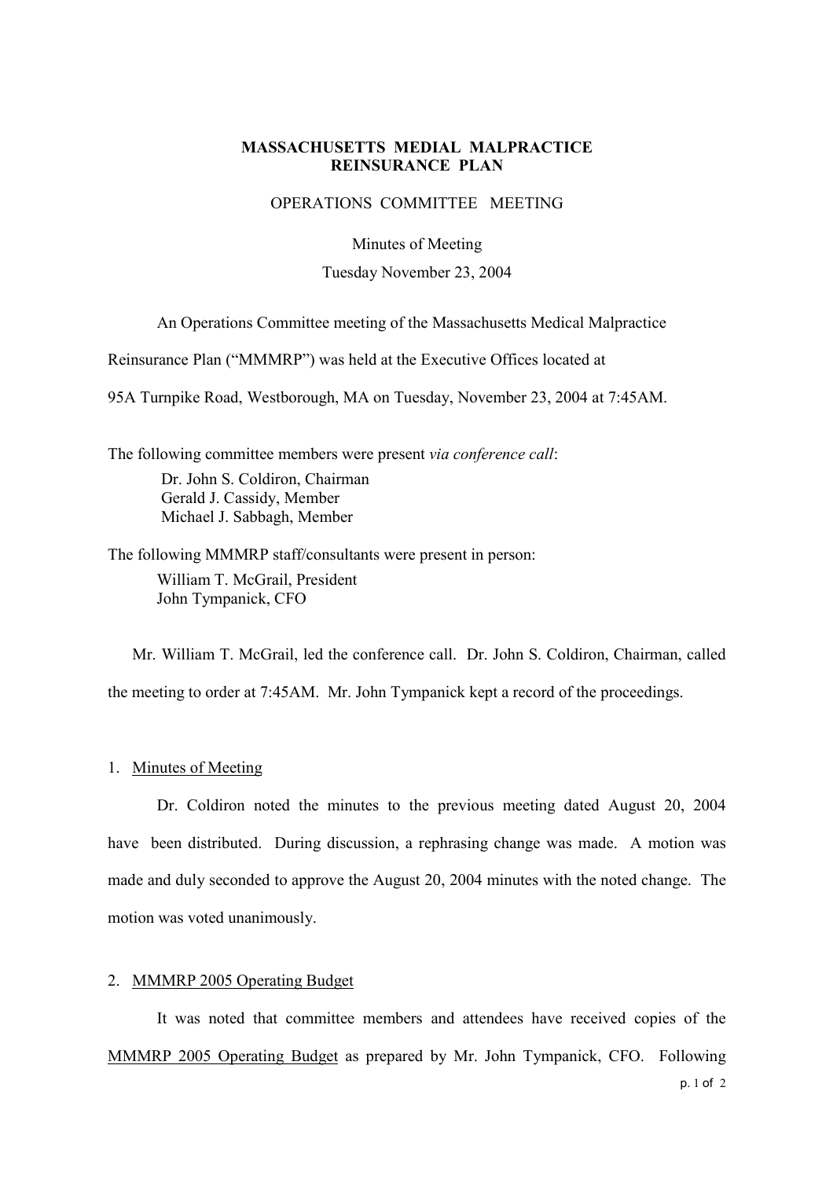**MASSACHUSETTS MEDIAL MALPRACTICE REINSURANCE PLAN**

OPERATIONS COMMITTEE MEETING

Minutes of Meeting

Tuesday November 23, 2004

An Operations Committee meeting of the Massachusetts Medical Malpractice Reinsurance Plan ("MMMRP") was held at the Executive Offices located at 95A Turnpike Road, Westborough, MA on Tuesday, November 23, 2004 at 7:45AM.

The following committee members were present *via conference call*:

Dr. John S. Coldiron, Chairman
Gerald J. Cassidy, Member
Michael J. Sabbagh, Member

The following MMMRP staff/consultants were present in person:

William T. McGrail, President
John Tympanick, CFO

Mr. William T. McGrail, led the conference call. Dr. John S. Coldiron, Chairman, called the meeting to order at 7:45AM. Mr. John Tympanick kept a record of the proceedings.

1. Minutes of Meeting

Dr. Coldiron noted the minutes to the previous meeting dated August 20, 2004 have been distributed. During discussion, a rephrasing change was made. A motion was made and duly seconded to approve the August 20, 2004 minutes with the noted change. The motion was voted unanimously.

2. MMMRP 2005 Operating Budget

It was noted that committee members and attendees have received copies of the MMMRP 2005 Operating Budget as prepared by Mr. John Tympanick, CFO. Following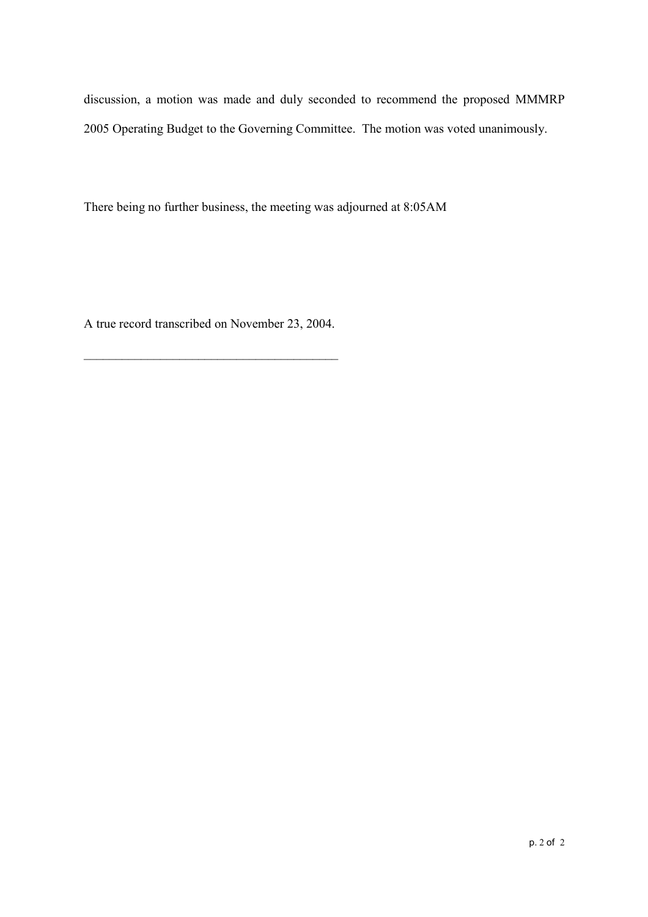discussion, a motion was made and duly seconded to recommend the proposed MMMRP 2005 Operating Budget to the Governing Committee. The motion was voted unanimously.

There being no further business, the meeting was adjourned at 8:05AM

A true record transcribed on November 23, 2004.

\_\_\_\_\_\_\_\_\_\_\_\_\_\_\_\_\_\_\_\_\_\_\_\_\_\_\_\_\_\_\_\_\_\_\_\_\_\_\_\_